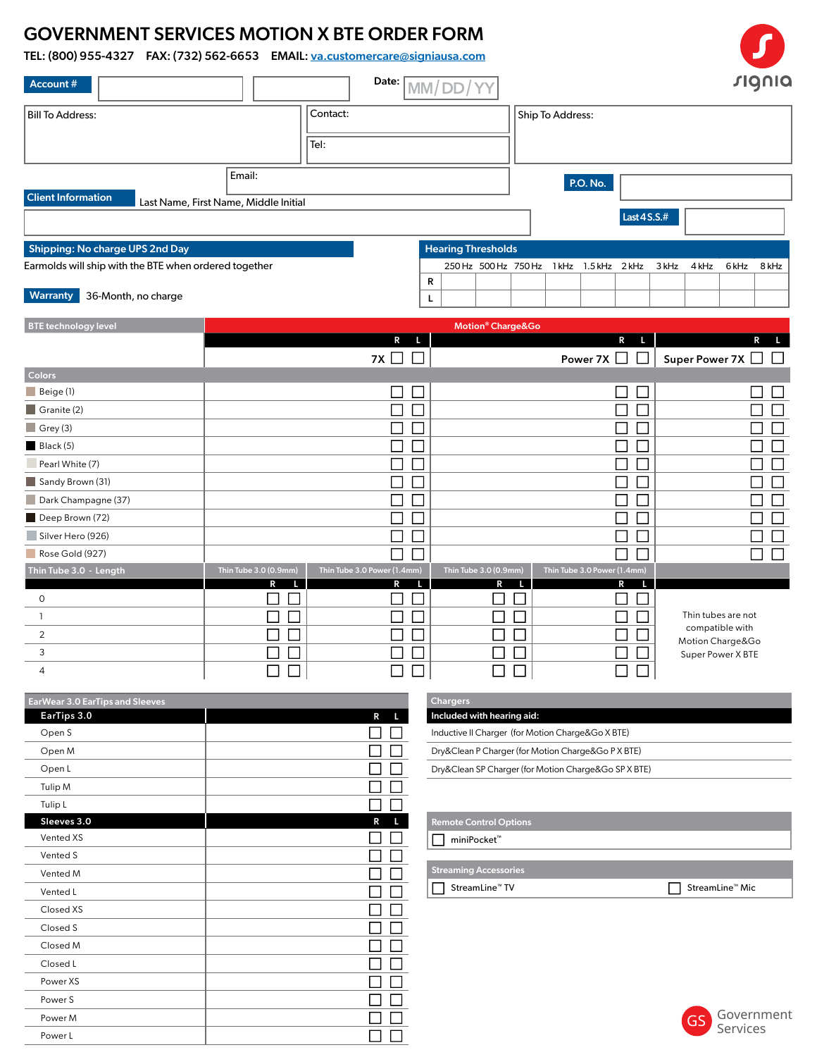# GOVERNMENT SERVICES MOTION X BTE ORDER FORM

**TEL: (800) 955-4327 FAX: (732) 562-6653 EMAIL: va.customercare@signiausa.com**

signia

**Account #** | Date: MM/DD/YY

Bill To Address:

Contact:

Tel:

Email:

Ship To Address:

**P.O. No.**

**Client Information** Last Name, First Name, Middle Initial

**Last 4 S.S.#**

**Shipping: No charge UPS 2nd Day**

Earmolds will ship with the BTE when ordered together

**Warranty** 36-Month, no charge

**Hearing Thresholds**

| | 250 Hz | 500 Hz | 750 Hz | 1 kHz | 1.5 kHz | 2 kHz | 3 kHz | 4 kHz | 6 kHz | 8 kHz |
|---|---|---|---|---|---|---|---|---|---|---|
| R | | | | | | | | | | |
| L | | | | | | | | | | |

| BTE technology level | Motion® Charge&Go | | |
|---|---|---|---|
| | R L | R L | R L |
| | 7X ☐ ☐ | Power 7X ☐ ☐ | Super Power 7X ☐ ☐ |
| **Colors** | | | |
| Beige (1) | ☐ ☐ | ☐ ☐ | ☐ ☐ |
| Granite (2) | ☐ ☐ | ☐ ☐ | ☐ ☐ |
| Grey (3) | ☐ ☐ | ☐ ☐ | ☐ ☐ |
| Black (5) | ☐ ☐ | ☐ ☐ | ☐ ☐ |
| Pearl White (7) | ☐ ☐ | ☐ ☐ | ☐ ☐ |
| Sandy Brown (31) | ☐ ☐ | ☐ ☐ | ☐ ☐ |
| Dark Champagne (37) | ☐ ☐ | ☐ ☐ | ☐ ☐ |
| Deep Brown (72) | ☐ ☐ | ☐ ☐ | ☐ ☐ |
| Silver Hero (926) | ☐ ☐ | ☐ ☐ | ☐ ☐ |
| Rose Gold (927) | ☐ ☐ | ☐ ☐ | ☐ ☐ |

| Thin Tube 3.0 - Length | Thin Tube 3.0 (0.9mm) | Thin Tube 3.0 Power (1.4mm) | Thin Tube 3.0 (0.9mm) | Thin Tube 3.0 Power (1.4mm) | |
|---|---|---|---|---|---|
| | R L | R L | R L | R L | |
| 0 | ☐ ☐ | ☐ ☐ | ☐ ☐ | ☐ ☐ | Thin tubes are not compatible with Motion Charge&Go Super Power X BTE |
| 1 | ☐ ☐ | ☐ ☐ | ☐ ☐ | ☐ ☐ | |
| 2 | ☐ ☐ | ☐ ☐ | ☐ ☐ | ☐ ☐ | |
| 3 | ☐ ☐ | ☐ ☐ | ☐ ☐ | ☐ ☐ | |
| 4 | ☐ ☐ | ☐ ☐ | ☐ ☐ | ☐ ☐ | |

**EarWear 3.0 EarTips and Sleeves**

| EarTips 3.0 | R | L |
|---|---|---|
| Open S | ☐ | ☐ |
| Open M | ☐ | ☐ |
| Open L | ☐ | ☐ |
| Tulip M | ☐ | ☐ |
| Tulip L | ☐ | ☐ |
| **Sleeves 3.0** | **R** | **L** |
| Vented XS | ☐ | ☐ |
| Vented S | ☐ | ☐ |
| Vented M | ☐ | ☐ |
| Vented L | ☐ | ☐ |
| Closed XS | ☐ | ☐ |
| Closed S | ☐ | ☐ |
| Closed M | ☐ | ☐ |
| Closed L | ☐ | ☐ |
| Power XS | ☐ | ☐ |
| Power S | ☐ | ☐ |
| Power M | ☐ | ☐ |
| Power L | ☐ | ☐ |

**Chargers**

**Included with hearing aid:**

- Inductive II Charger (for Motion Charge&Go X BTE)
- Dry&Clean P Charger (for Motion Charge&Go P X BTE)
- Dry&Clean SP Charger (for Motion Charge&Go SP X BTE)

**Remote Control Options**

☐ miniPocket™

**Streaming Accessories**

☐ StreamLine™ TV ☐ StreamLine™ Mic

GS Government Services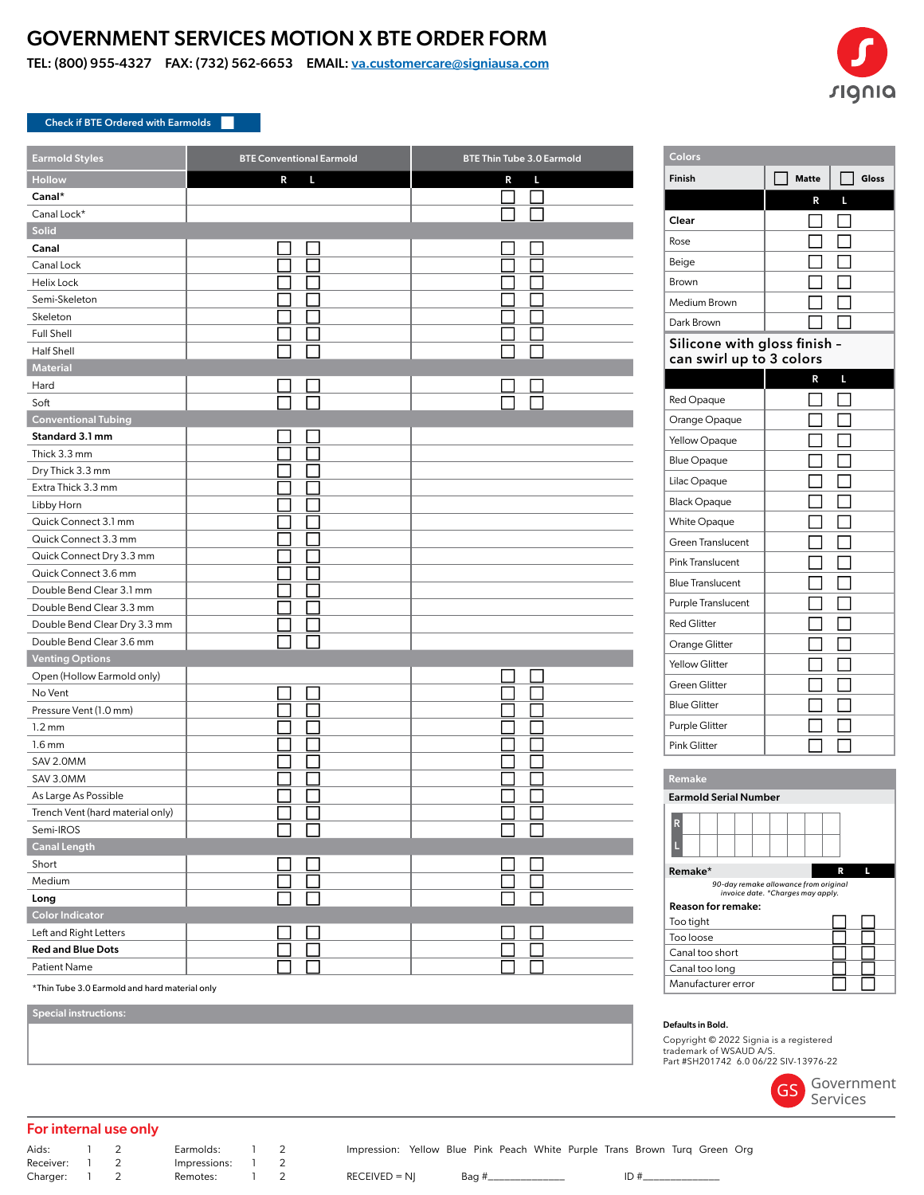# GOVERNMENT SERVICES MOTION X BTE ORDER FORM

**TEL: (800) 955-4327 FAX: (732) 562-6653 EMAIL: va.customercare@signiausa.com**

signia

Check if BTE Ordered with Earmolds ☐

| Earmold Styles | BTE Conventional Earmold | | BTE Thin Tube 3.0 Earmold | |
|---|---|---|---|---|
| **Hollow** | R | L | R | L |
| **Canal*** | | | ☐ | ☐ |
| Canal Lock* | | | ☐ | ☐ |
| **Solid** | | | | |
| **Canal** | ☐ | ☐ | ☐ | ☐ |
| Canal Lock | ☐ | ☐ | ☐ | ☐ |
| Helix Lock | ☐ | ☐ | ☐ | ☐ |
| Semi-Skeleton | ☐ | ☐ | ☐ | ☐ |
| Skeleton | ☐ | ☐ | ☐ | ☐ |
| Full Shell | ☐ | ☐ | ☐ | ☐ |
| Half Shell | ☐ | ☐ | ☐ | ☐ |
| **Material** | | | | |
| Hard | ☐ | ☐ | ☐ | ☐ |
| Soft | ☐ | ☐ | ☐ | ☐ |
| **Conventional Tubing** | | | | |
| **Standard 3.1 mm** | ☐ | ☐ | | |
| Thick 3.3 mm | ☐ | ☐ | | |
| Dry Thick 3.3 mm | ☐ | ☐ | | |
| Extra Thick 3.3 mm | ☐ | ☐ | | |
| Libby Horn | ☐ | ☐ | | |
| Quick Connect 3.1 mm | ☐ | ☐ | | |
| Quick Connect 3.3 mm | ☐ | ☐ | | |
| Quick Connect Dry 3.3 mm | ☐ | ☐ | | |
| Quick Connect 3.6 mm | ☐ | ☐ | | |
| Double Bend Clear 3.1 mm | ☐ | ☐ | | |
| Double Bend Clear 3.3 mm | ☐ | ☐ | | |
| Double Bend Clear Dry 3.3 mm | ☐ | ☐ | | |
| Double Bend Clear 3.6 mm | ☐ | ☐ | | |
| **Venting Options** | | | | |
| Open (Hollow Earmold only) | | | ☐ | ☐ |
| No Vent | ☐ | ☐ | ☐ | ☐ |
| Pressure Vent (1.0 mm) | ☐ | ☐ | ☐ | ☐ |
| 1.2 mm | ☐ | ☐ | ☐ | ☐ |
| 1.6 mm | ☐ | ☐ | ☐ | ☐ |
| SAV 2.0MM | ☐ | ☐ | ☐ | ☐ |
| SAV 3.0MM | ☐ | ☐ | ☐ | ☐ |
| As Large As Possible | ☐ | ☐ | ☐ | ☐ |
| Trench Vent (hard material only) | ☐ | ☐ | ☐ | ☐ |
| Semi-IROS | ☐ | ☐ | ☐ | ☐ |
| **Canal Length** | | | | |
| Short | ☐ | ☐ | ☐ | ☐ |
| Medium | ☐ | ☐ | ☐ | ☐ |
| **Long** | ☐ | ☐ | ☐ | ☐ |
| **Color Indicator** | | | | |
| Left and Right Letters | ☐ | ☐ | ☐ | ☐ |
| **Red and Blue Dots** | ☐ | ☐ | ☐ | ☐ |
| Patient Name | ☐ | ☐ | ☐ | ☐ |

*Thin Tube 3.0 Earmold and hard material only

**Special instructions:**

## Colors

| Finish | ☐ Matte | ☐ Gloss |
|---|---|---|
| | R | L |
| **Clear** | ☐ | ☐ |
| Rose | ☐ | ☐ |
| Beige | ☐ | ☐ |
| Brown | ☐ | ☐ |
| Medium Brown | ☐ | ☐ |
| Dark Brown | ☐ | ☐ |

**Silicone with gloss finish – can swirl up to 3 colors**

| | R | L |
|---|---|---|
| Red Opaque | ☐ | ☐ |
| Orange Opaque | ☐ | ☐ |
| Yellow Opaque | ☐ | ☐ |
| Blue Opaque | ☐ | ☐ |
| Lilac Opaque | ☐ | ☐ |
| Black Opaque | ☐ | ☐ |
| White Opaque | ☐ | ☐ |
| Green Translucent | ☐ | ☐ |
| Pink Translucent | ☐ | ☐ |
| Blue Translucent | ☐ | ☐ |
| Purple Translucent | ☐ | ☐ |
| Red Glitter | ☐ | ☐ |
| Orange Glitter | ☐ | ☐ |
| Yellow Glitter | ☐ | ☐ |
| Green Glitter | ☐ | ☐ |
| Blue Glitter | ☐ | ☐ |
| Purple Glitter | ☐ | ☐ |
| Pink Glitter | ☐ | ☐ |

## Remake

**Earmold Serial Number**

| | | | | | | | | | |
|---|---|---|---|---|---|---|---|---|---|
| R | | | | | | | | | |
| L | | | | | | | | | |

| **Remake*** | R | L |
|---|---|---|

*90-day remake allowance from original invoice date. *Charges may apply.*

**Reason for remake:**

| | R | L |
|---|---|---|
| Too tight | ☐ | ☐ |
| Too loose | ☐ | ☐ |
| Canal too short | ☐ | ☐ |
| Canal too long | ☐ | ☐ |
| Manufacturer error | ☐ | ☐ |

**Defaults in Bold.**

Copyright © 2022 Signia is a registered trademark of WSAUD A/S.
Part #SH201742 6.0 06/22 SIV-13976-22

GS Government Services

## For internal use only

| | | | | | |
|---|---|---|---|---|---|
| Aids: | 1 2 | Earmolds: | 1 2 | Impression: | Yellow Blue Pink Peach White Purple Trans Brown Turq Green Org |
| Receiver: | 1 2 | Impressions: | 1 2 | | |
| Charger: | 1 2 | Remotes: | 1 2 | RECEIVED = NJ | Bag #____________ ID #____________ |